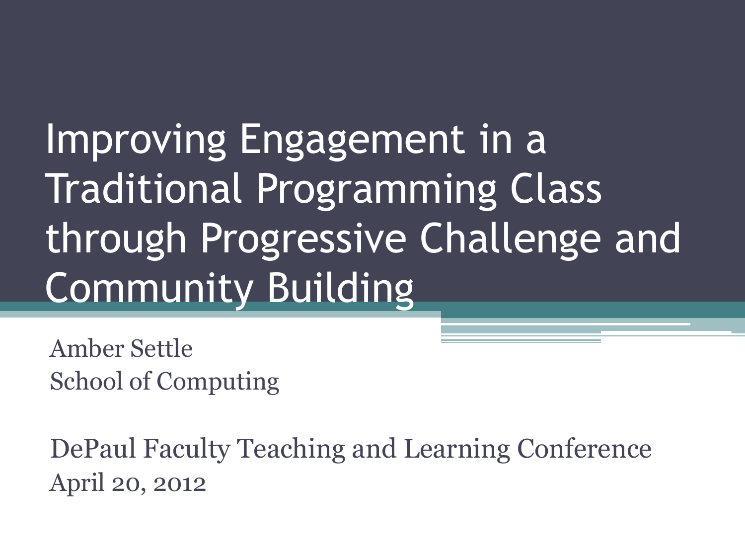# Improving Engagement in a Traditional Programming Class through Progressive Challenge and Community Building

Amber Settle
School of Computing

DePaul Faculty Teaching and Learning Conference
April 20, 2012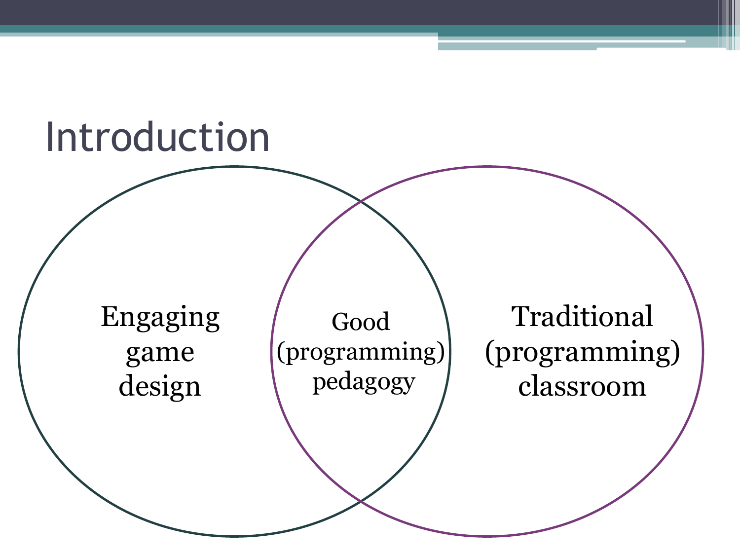# Introduction

Engaging game design

Good (programming) pedagogy

Traditional (programming) classroom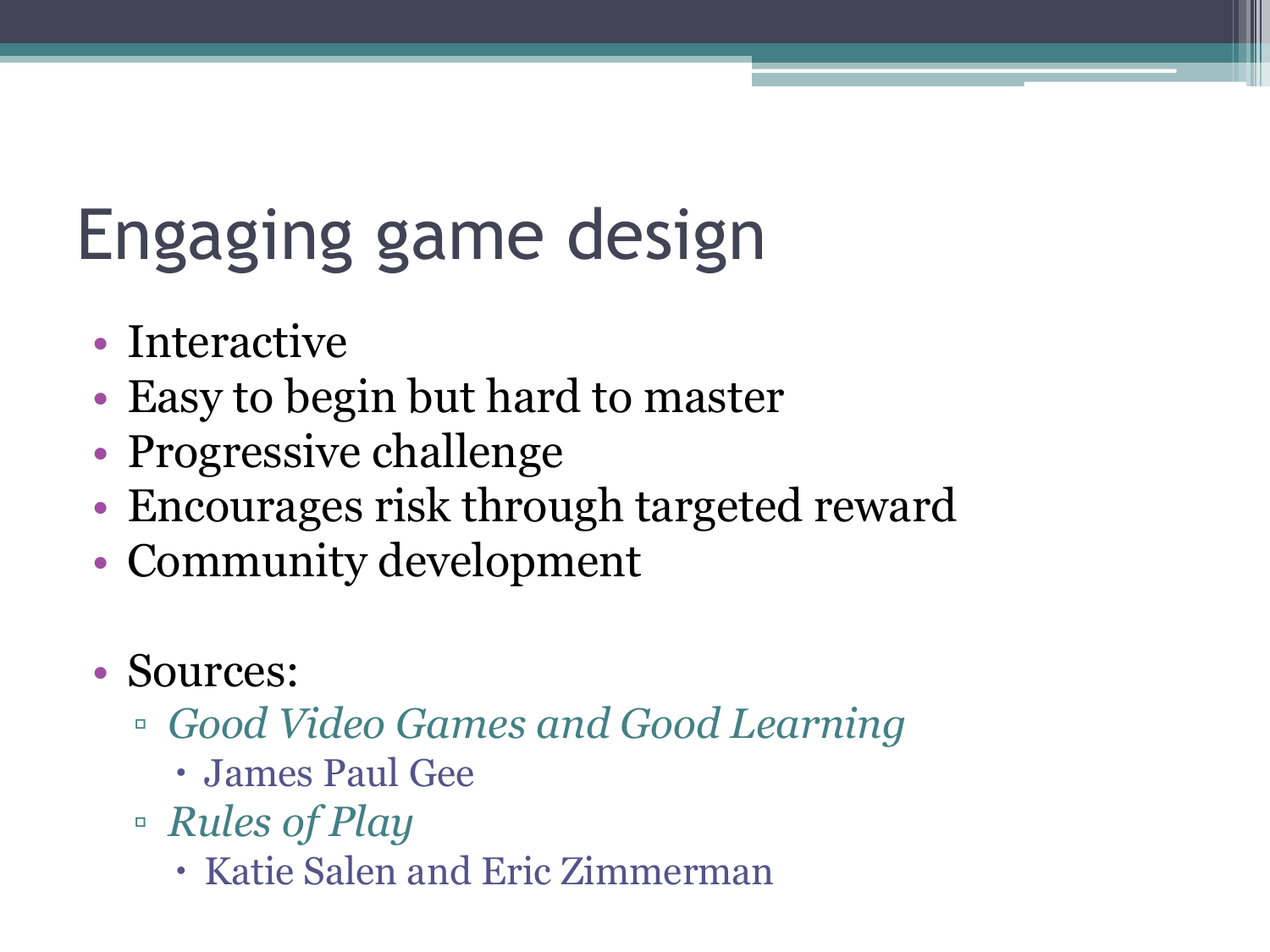# Engaging game design

- Interactive
- Easy to begin but hard to master
- Progressive challenge
- Encourages risk through targeted reward
- Community development

- Sources:
  - *Good Video Games and Good Learning*
    - James Paul Gee
  - *Rules of Play*
    - Katie Salen and Eric Zimmerman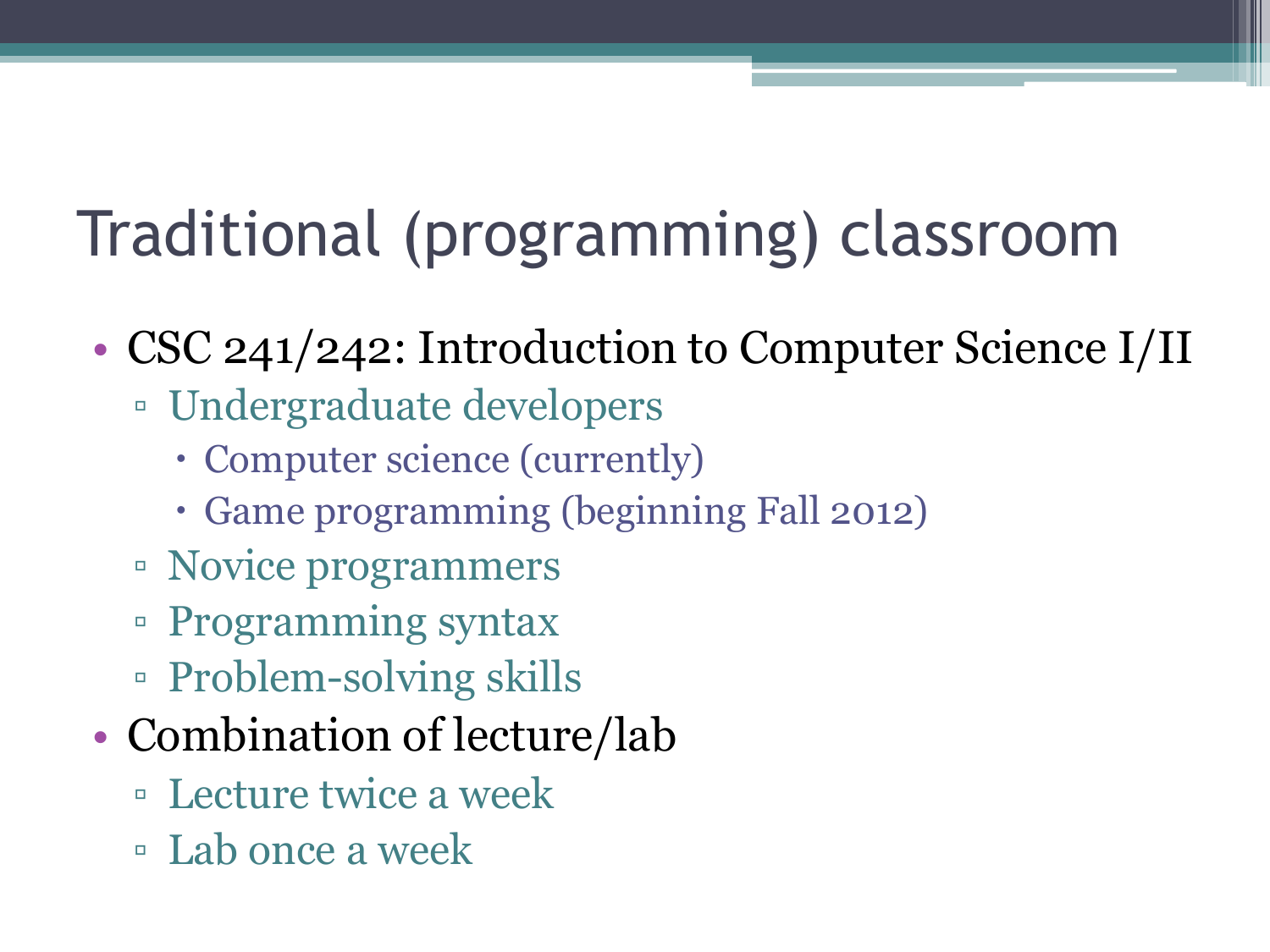# Traditional (programming) classroom

- CSC 241/242: Introduction to Computer Science I/II
  - Undergraduate developers
    - Computer science (currently)
    - Game programming (beginning Fall 2012)
  - Novice programmers
  - Programming syntax
  - Problem-solving skills
- Combination of lecture/lab
  - Lecture twice a week
  - Lab once a week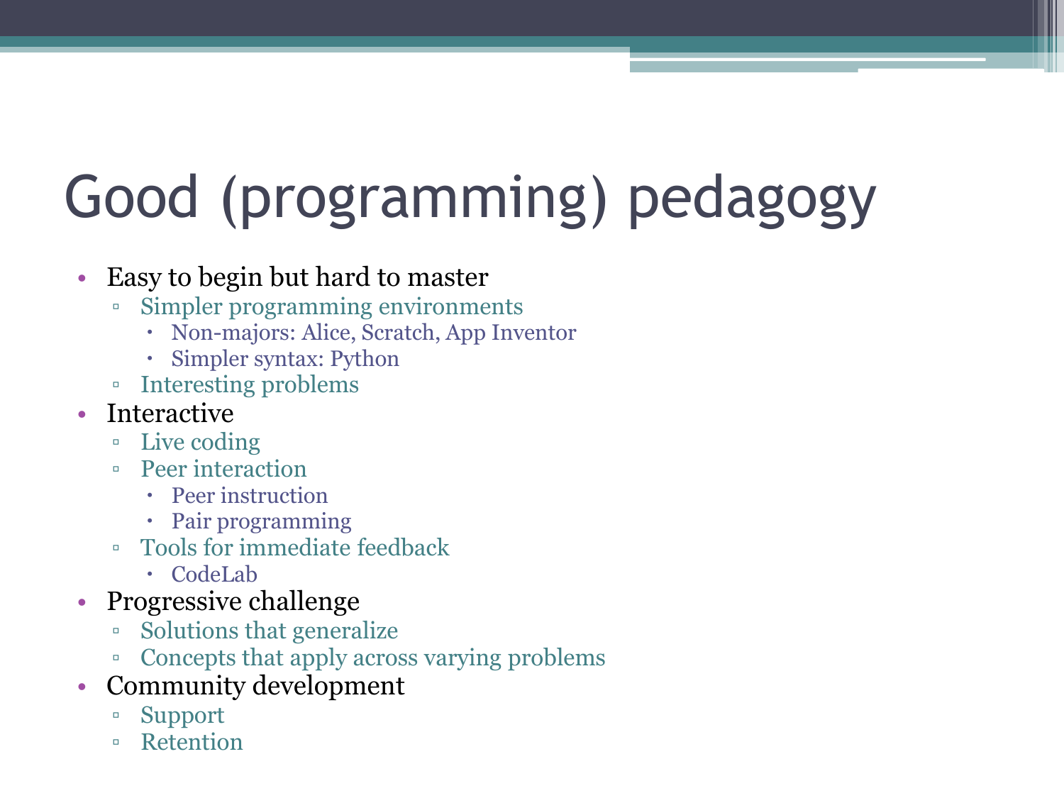# Good (programming) pedagogy

- Easy to begin but hard to master
  - Simpler programming environments
    - Non-majors: Alice, Scratch, App Inventor
    - Simpler syntax: Python
  - Interesting problems
- Interactive
  - Live coding
  - Peer interaction
    - Peer instruction
    - Pair programming
  - Tools for immediate feedback
    - CodeLab
- Progressive challenge
  - Solutions that generalize
  - Concepts that apply across varying problems
- Community development
  - Support
  - Retention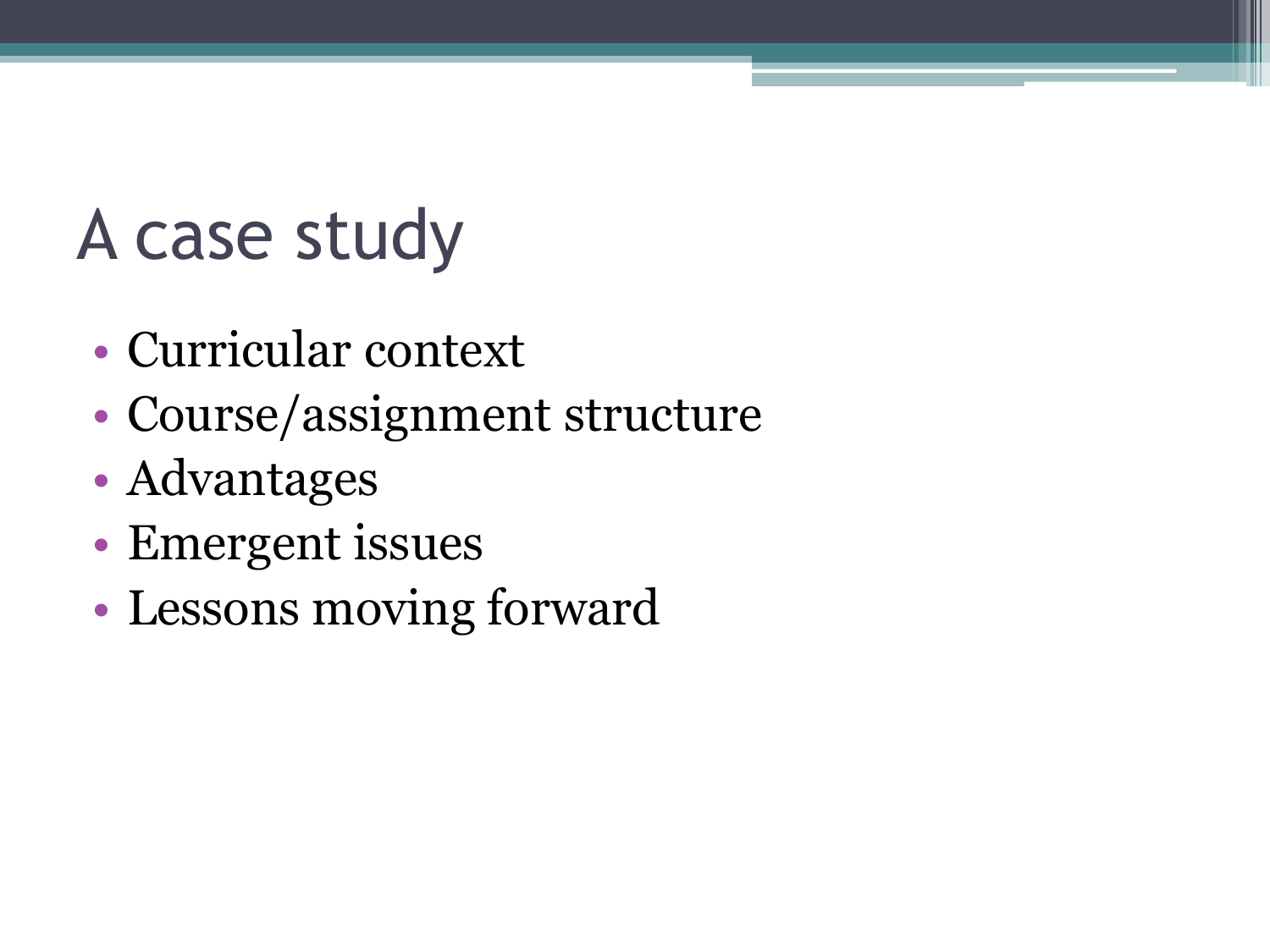# A case study

- Curricular context
- Course/assignment structure
- Advantages
- Emergent issues
- Lessons moving forward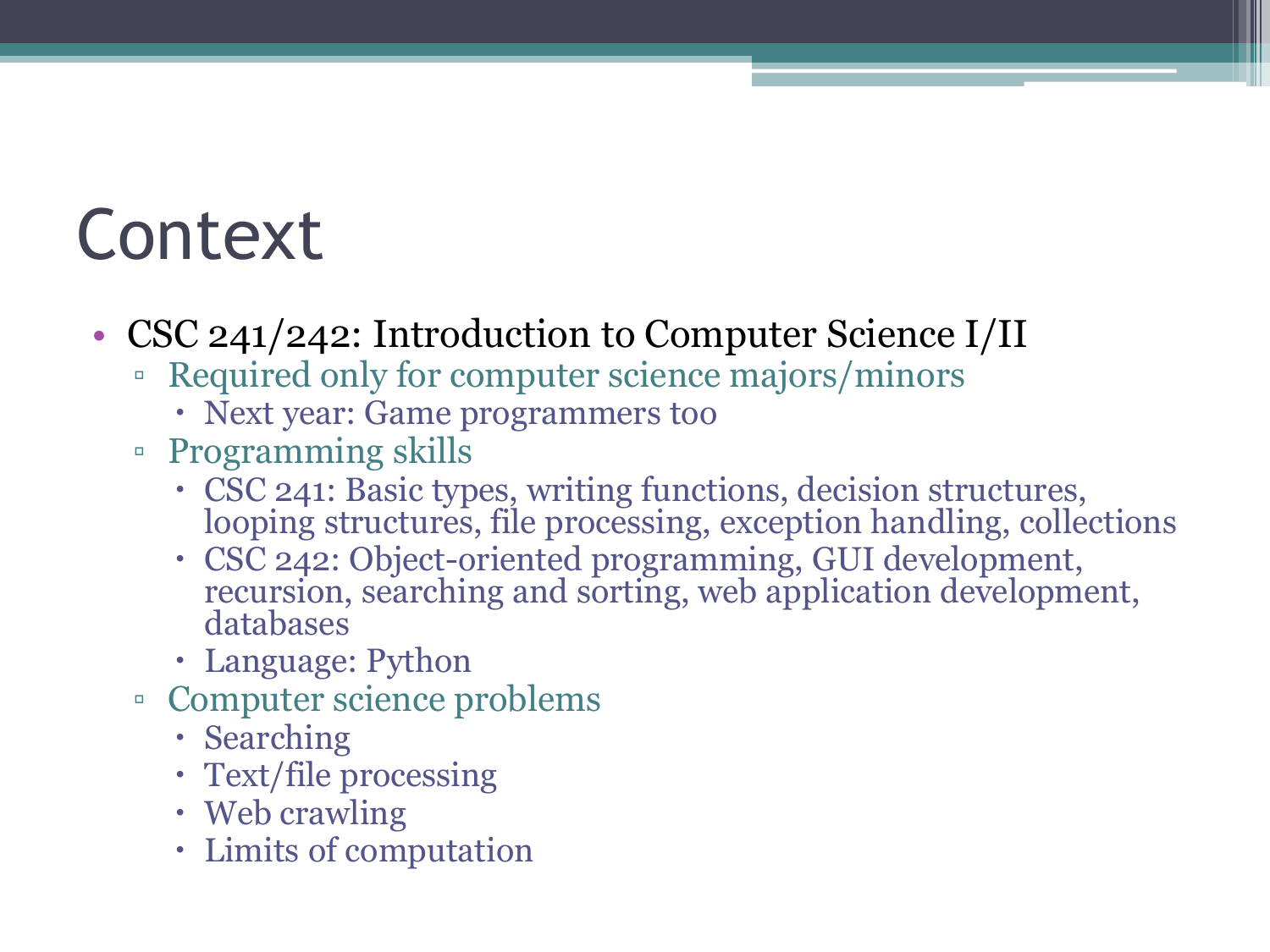# Context

- CSC 241/242: Introduction to Computer Science I/II
  - Required only for computer science majors/minors
    - Next year: Game programmers too
  - Programming skills
    - CSC 241: Basic types, writing functions, decision structures, looping structures, file processing, exception handling, collections
    - CSC 242: Object-oriented programming, GUI development, recursion, searching and sorting, web application development, databases
    - Language: Python
  - Computer science problems
    - Searching
    - Text/file processing
    - Web crawling
    - Limits of computation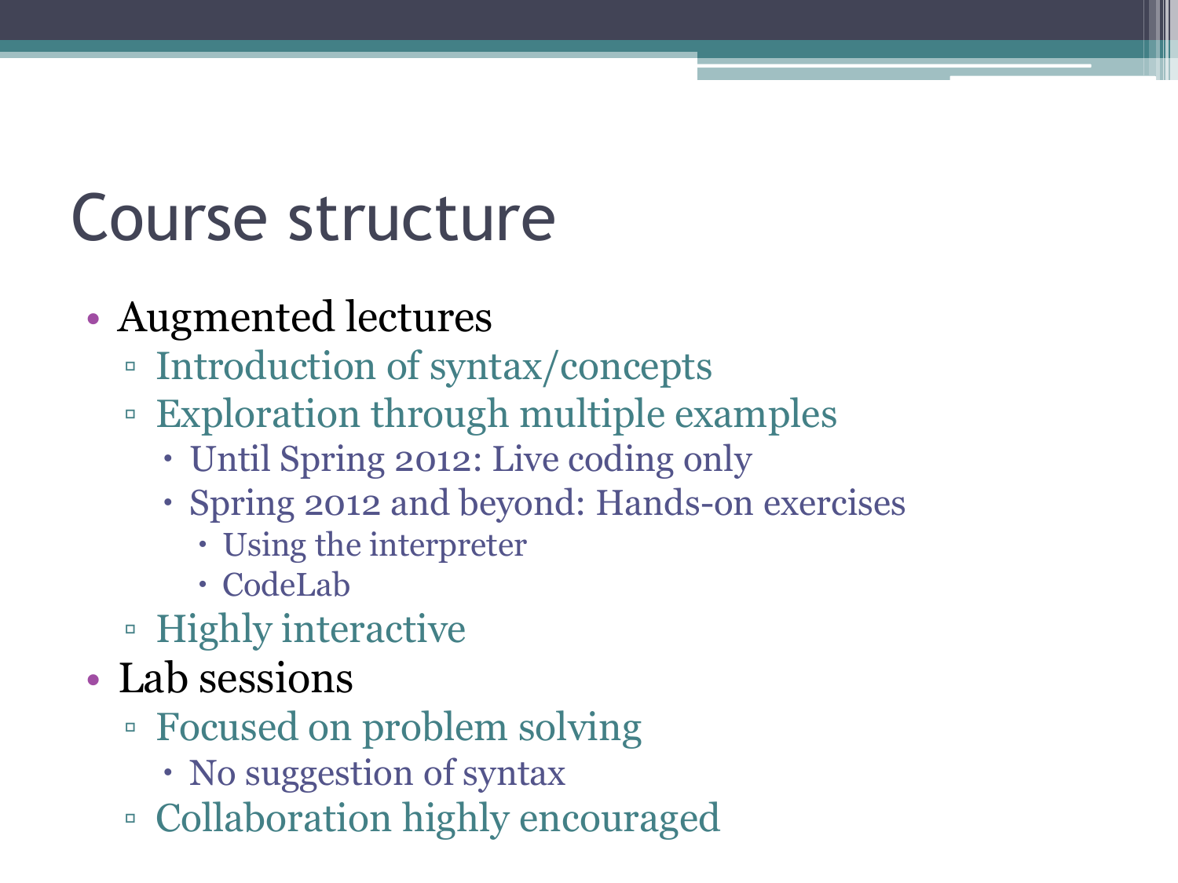# Course structure

- Augmented lectures
  - Introduction of syntax/concepts
  - Exploration through multiple examples
    - Until Spring 2012: Live coding only
    - Spring 2012 and beyond: Hands-on exercises
      - Using the interpreter
      - CodeLab
  - Highly interactive
- Lab sessions
  - Focused on problem solving
    - No suggestion of syntax
  - Collaboration highly encouraged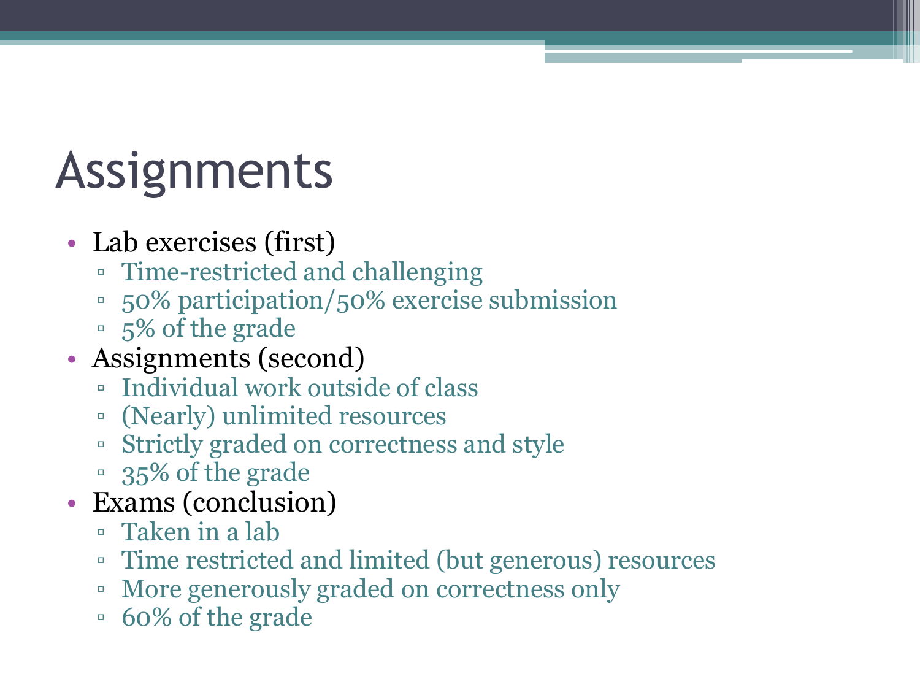# Assignments

- Lab exercises (first)
  - Time-restricted and challenging
  - 50% participation/50% exercise submission
  - 5% of the grade
- Assignments (second)
  - Individual work outside of class
  - (Nearly) unlimited resources
  - Strictly graded on correctness and style
  - 35% of the grade
- Exams (conclusion)
  - Taken in a lab
  - Time restricted and limited (but generous) resources
  - More generously graded on correctness only
  - 60% of the grade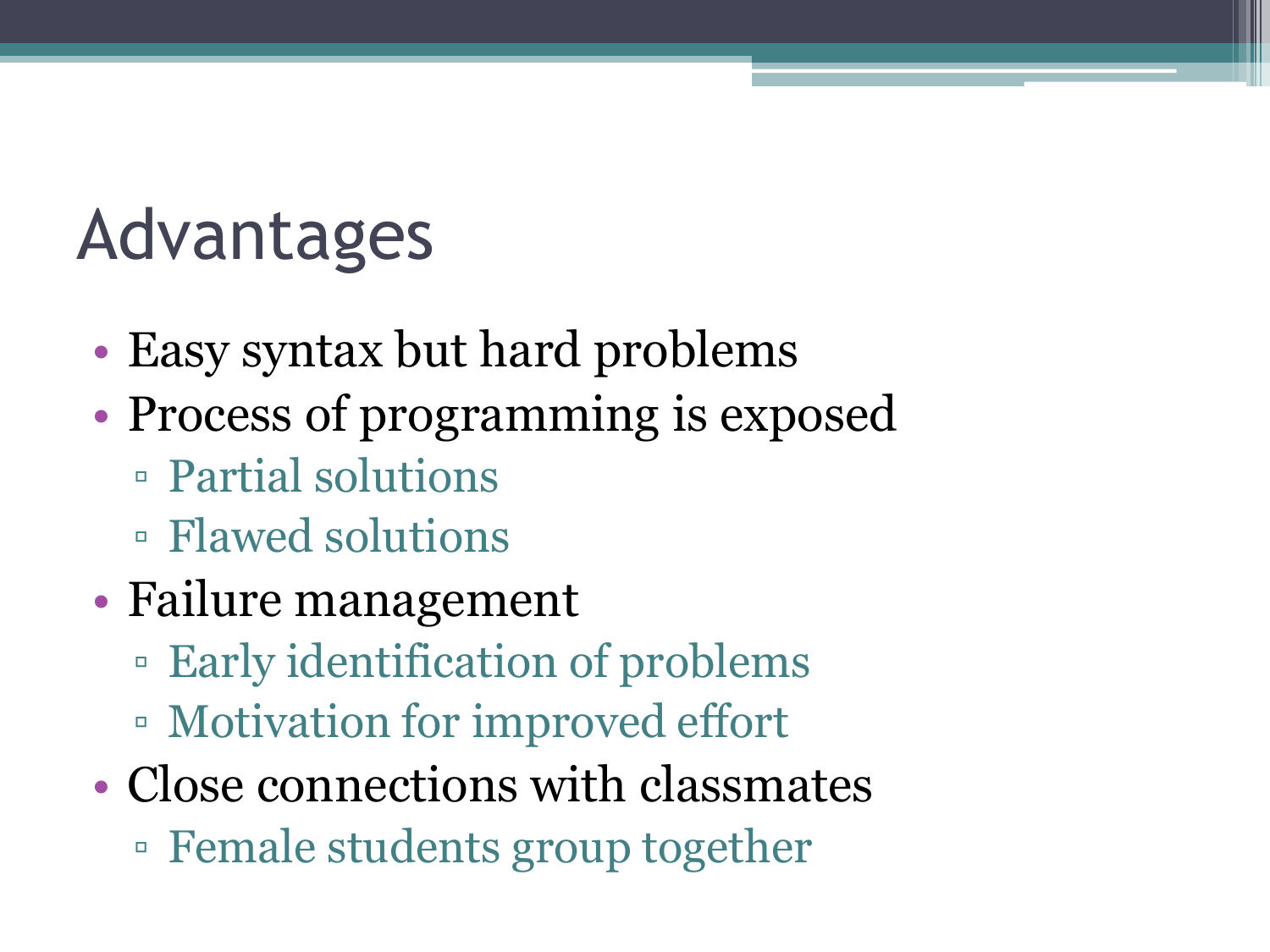# Advantages

- Easy syntax but hard problems
- Process of programming is exposed
  - Partial solutions
  - Flawed solutions
- Failure management
  - Early identification of problems
  - Motivation for improved effort
- Close connections with classmates
  - Female students group together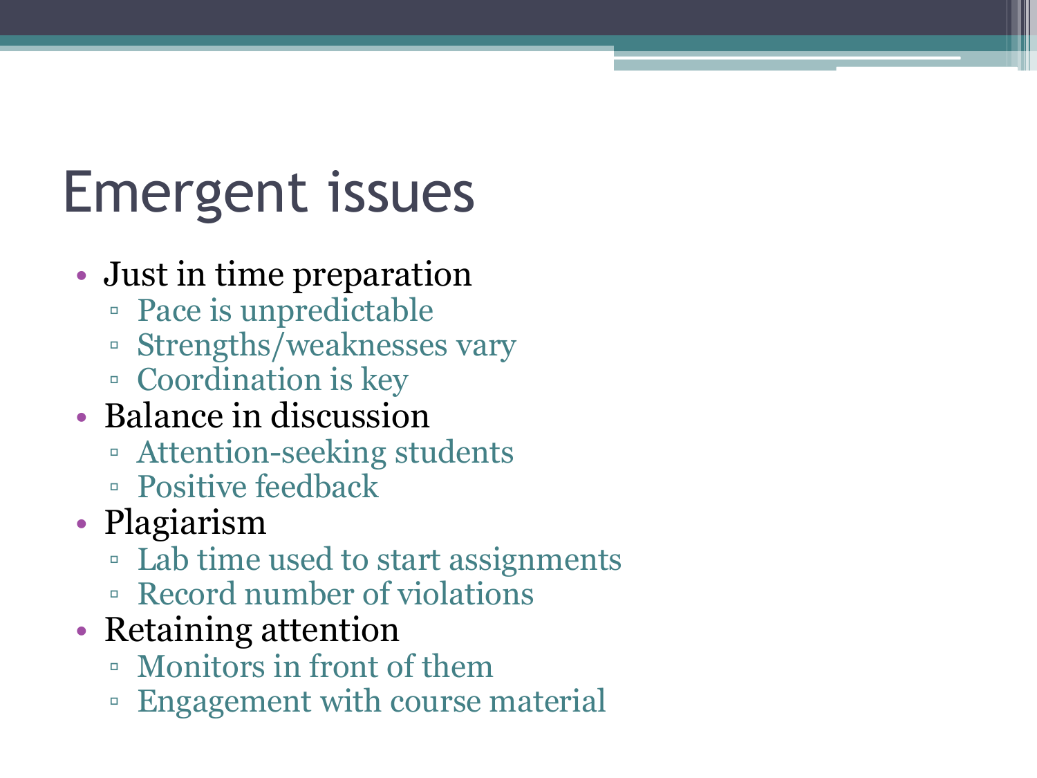# Emergent issues

- Just in time preparation
  - Pace is unpredictable
  - Strengths/weaknesses vary
  - Coordination is key
- Balance in discussion
  - Attention-seeking students
  - Positive feedback
- Plagiarism
  - Lab time used to start assignments
  - Record number of violations
- Retaining attention
  - Monitors in front of them
  - Engagement with course material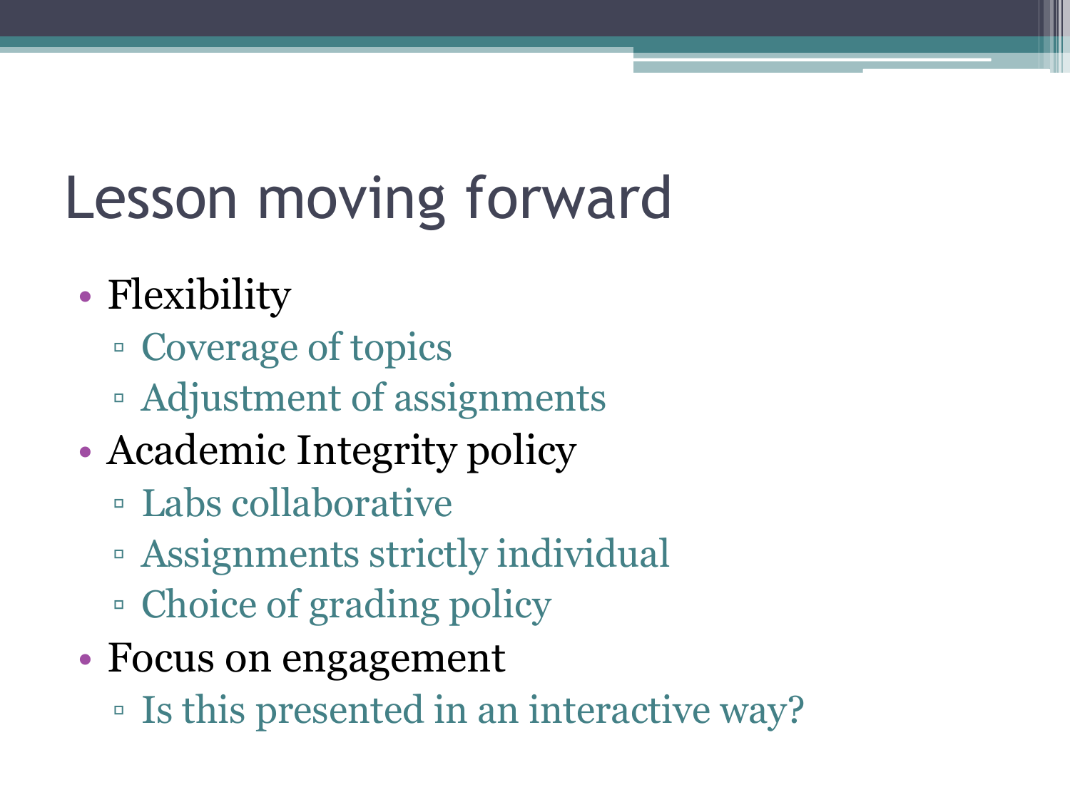# Lesson moving forward

- Flexibility
  - Coverage of topics
  - Adjustment of assignments
- Academic Integrity policy
  - Labs collaborative
  - Assignments strictly individual
  - Choice of grading policy
- Focus on engagement
  - Is this presented in an interactive way?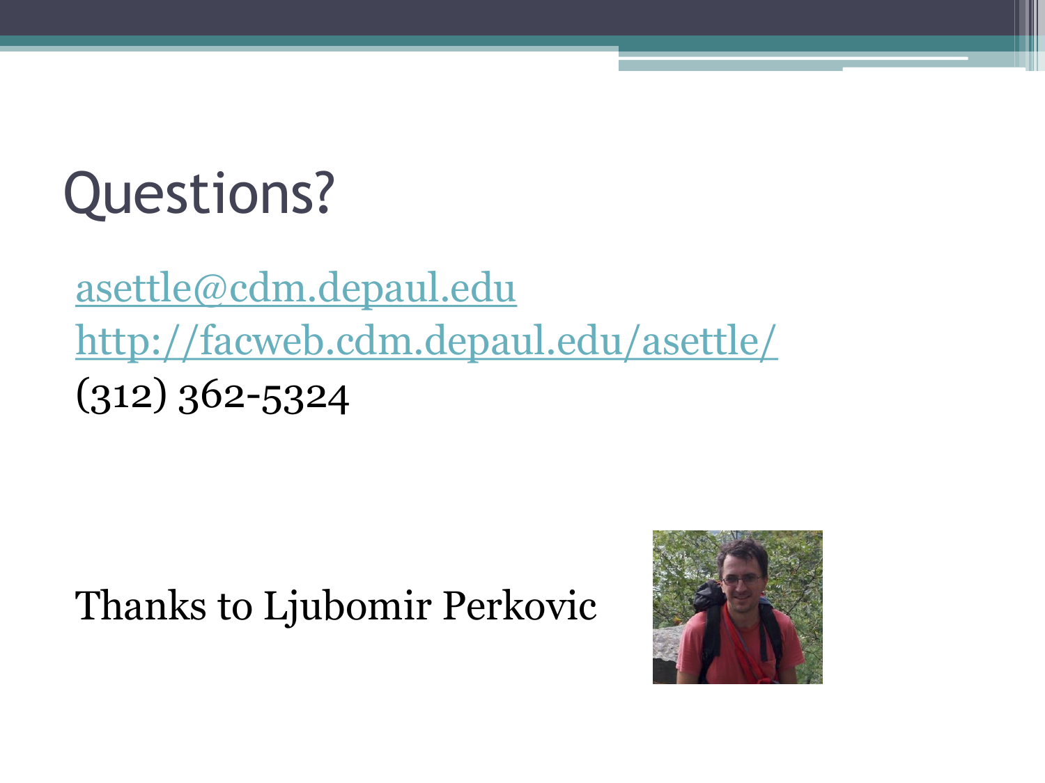# Questions?

asettle@cdm.depaul.edu
http://facweb.cdm.depaul.edu/asettle/
(312) 362-5324

Thanks to Ljubomir Perkovic